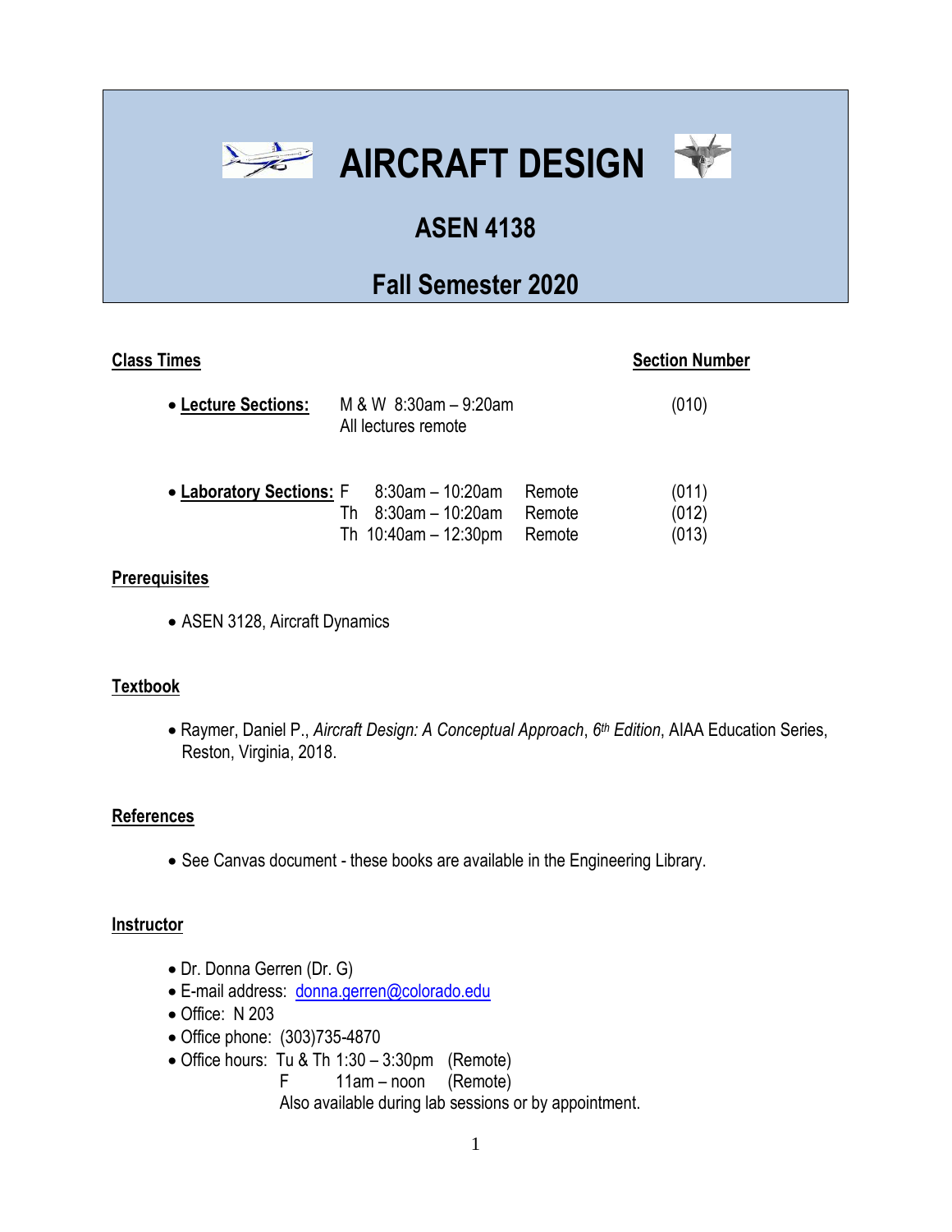# AIRCRAFT DESIGN

## ASEN 4138

## Fall Semester 2020

**Class Times** | **Section Number**

- **Lecture Sections:** M & W 8:30am – 9:20am (010)
  All lectures remote

- **Laboratory Sections:**

| Day | Time | Mode | Section |
|---|---|---|---|
| F | 8:30am – 10:20am | Remote | (011) |
| Th | 8:30am – 10:20am | Remote | (012) |
| Th | 10:40am – 12:30pm | Remote | (013) |

**Prerequisites**

- ASEN 3128, Aircraft Dynamics

**Textbook**

- Raymer, Daniel P., *Aircraft Design: A Conceptual Approach*, *6th Edition*, AIAA Education Series, Reston, Virginia, 2018.

**References**

- See Canvas document - these books are available in the Engineering Library.

**Instructor**

- Dr. Donna Gerren (Dr. G)
- E-mail address: donna.gerren@colorado.edu
- Office: N 203
- Office phone: (303)735-4870
- Office hours: Tu & Th 1:30 – 3:30pm (Remote)
  F 11am – noon (Remote)
  Also available during lab sessions or by appointment.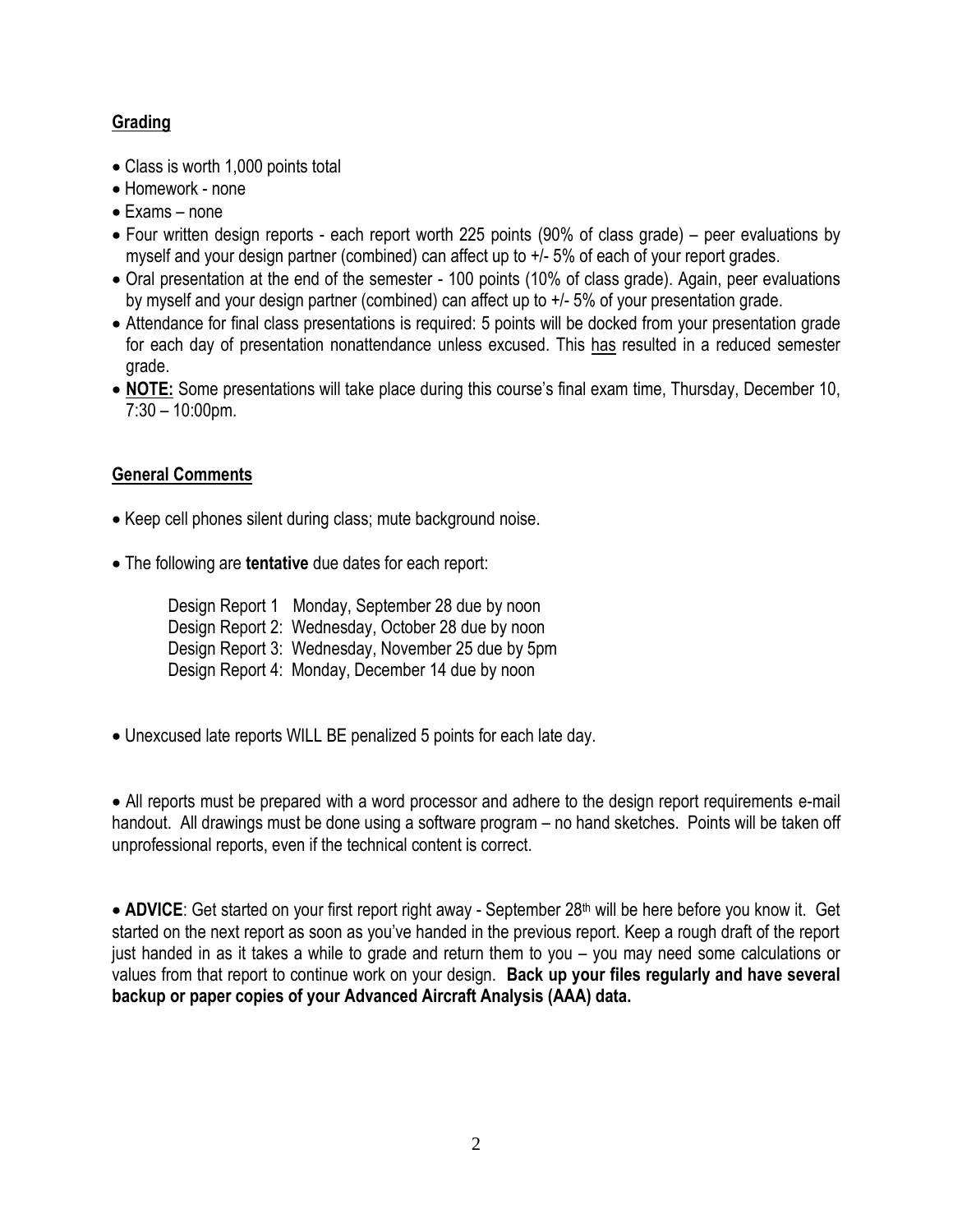## Grading

- Class is worth 1,000 points total
- Homework - none
- Exams – none
- Four written design reports - each report worth 225 points (90% of class grade) – peer evaluations by myself and your design partner (combined) can affect up to +/- 5% of each of your report grades.
- Oral presentation at the end of the semester - 100 points (10% of class grade). Again, peer evaluations by myself and your design partner (combined) can affect up to +/- 5% of your presentation grade.
- Attendance for final class presentations is required: 5 points will be docked from your presentation grade for each day of presentation nonattendance unless excused. This <u>has</u> resulted in a reduced semester grade.
- **<u>NOTE:</u>** Some presentations will take place during this course's final exam time, Thursday, December 10, 7:30 – 10:00pm.

## General Comments

- Keep cell phones silent during class; mute background noise.
- The following are **tentative** due dates for each report:

  Design Report 1 Monday, September 28 due by noon
  Design Report 2: Wednesday, October 28 due by noon
  Design Report 3: Wednesday, November 25 due by 5pm
  Design Report 4: Monday, December 14 due by noon

- Unexcused late reports WILL BE penalized 5 points for each late day.

- All reports must be prepared with a word processor and adhere to the design report requirements e-mail handout. All drawings must be done using a software program – no hand sketches. Points will be taken off unprofessional reports, even if the technical content is correct.

- **ADVICE**: Get started on your first report right away - September 28th will be here before you know it. Get started on the next report as soon as you've handed in the previous report. Keep a rough draft of the report just handed in as it takes a while to grade and return them to you – you may need some calculations or values from that report to continue work on your design. **Back up your files regularly and have several backup or paper copies of your Advanced Aircraft Analysis (AAA) data.**